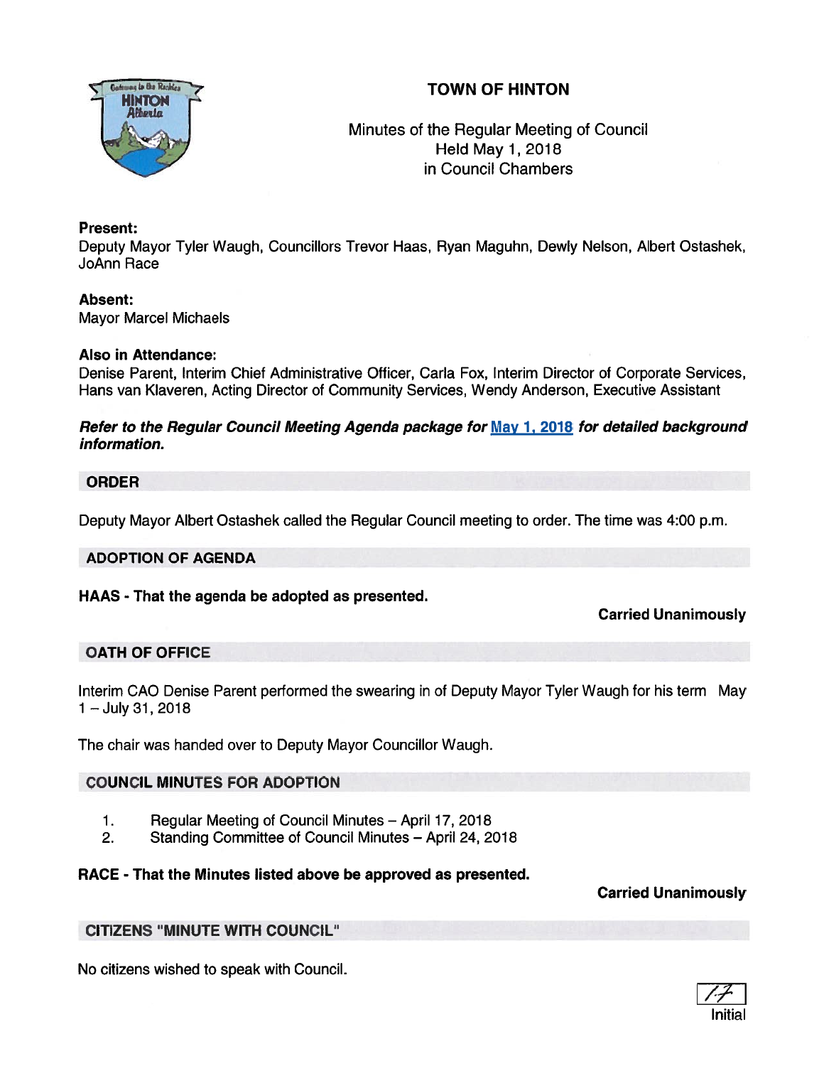# TOWN OF HINTON

Minutes of the Regular Meeting of Council
Held May 1, 2018
in Council Chambers

**Present:**
Deputy Mayor Tyler Waugh, Councillors Trevor Haas, Ryan Maguhn, Dewly Nelson, Albert Ostashek, JoAnn Race

**Absent:**
Mayor Marcel Michaels

**Also in Attendance:**
Denise Parent, Interim Chief Administrative Officer, Carla Fox, Interim Director of Corporate Services, Hans van Klaveren, Acting Director of Community Services, Wendy Anderson, Executive Assistant

***Refer to the Regular Council Meeting Agenda package for May 1, 2018 for detailed background information.***

## ORDER

Deputy Mayor Albert Ostashek called the Regular Council meeting to order. The time was 4:00 p.m.

## ADOPTION OF AGENDA

**HAAS - That the agenda be adopted as presented.**

**Carried Unanimously**

## OATH OF OFFICE

Interim CAO Denise Parent performed the swearing in of Deputy Mayor Tyler Waugh for his term May 1 – July 31, 2018

The chair was handed over to Deputy Mayor Councillor Waugh.

## COUNCIL MINUTES FOR ADOPTION

1. Regular Meeting of Council Minutes – April 17, 2018
2. Standing Committee of Council Minutes – April 24, 2018

**RACE - That the Minutes listed above be approved as presented.**

**Carried Unanimously**

## CITIZENS "MINUTE WITH COUNCIL"

No citizens wished to speak with Council.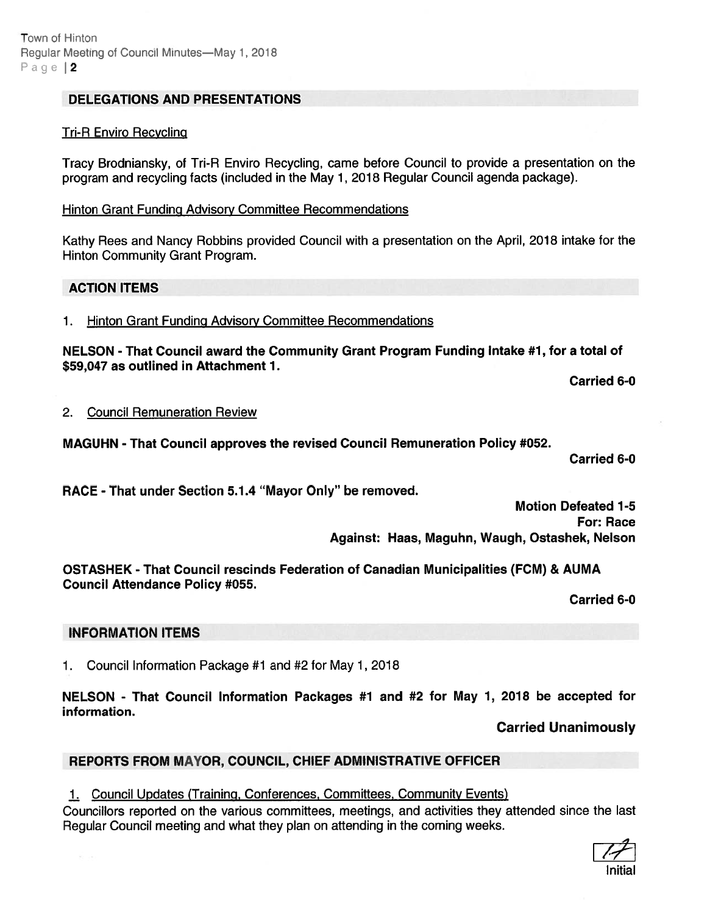## DELEGATIONS AND PRESENTATIONS

Tri-R Enviro Recycling

Tracy Brodniansky, of Tri-R Enviro Recycling, came before Council to provide a presentation on the program and recycling facts (included in the May 1, 2018 Regular Council agenda package).

Hinton Grant Funding Advisory Committee Recommendations

Kathy Rees and Nancy Robbins provided Council with a presentation on the April, 2018 intake for the Hinton Community Grant Program.

## ACTION ITEMS

1. Hinton Grant Funding Advisory Committee Recommendations

**NELSON - That Council award the Community Grant Program Funding Intake #1, for a total of $59,047 as outlined in Attachment 1.**

**Carried 6-0**

2. Council Remuneration Review

**MAGUHN - That Council approves the revised Council Remuneration Policy #052.**

**Carried 6-0**

**RACE - That under Section 5.1.4 "Mayor Only" be removed.**

**Motion Defeated 1-5**
**For: Race**
**Against: Haas, Maguhn, Waugh, Ostashek, Nelson**

**OSTASHEK - That Council rescinds Federation of Canadian Municipalities (FCM) & AUMA Council Attendance Policy #055.**

**Carried 6-0**

## INFORMATION ITEMS

1. Council Information Package #1 and #2 for May 1, 2018

**NELSON - That Council Information Packages #1 and #2 for May 1, 2018 be accepted for information.**

**Carried Unanimously**

## REPORTS FROM MAYOR, COUNCIL, CHIEF ADMINISTRATIVE OFFICER

1. Council Updates (Training, Conferences, Committees, Community Events)

Councillors reported on the various committees, meetings, and activities they attended since the last Regular Council meeting and what they plan on attending in the coming weeks.

Initial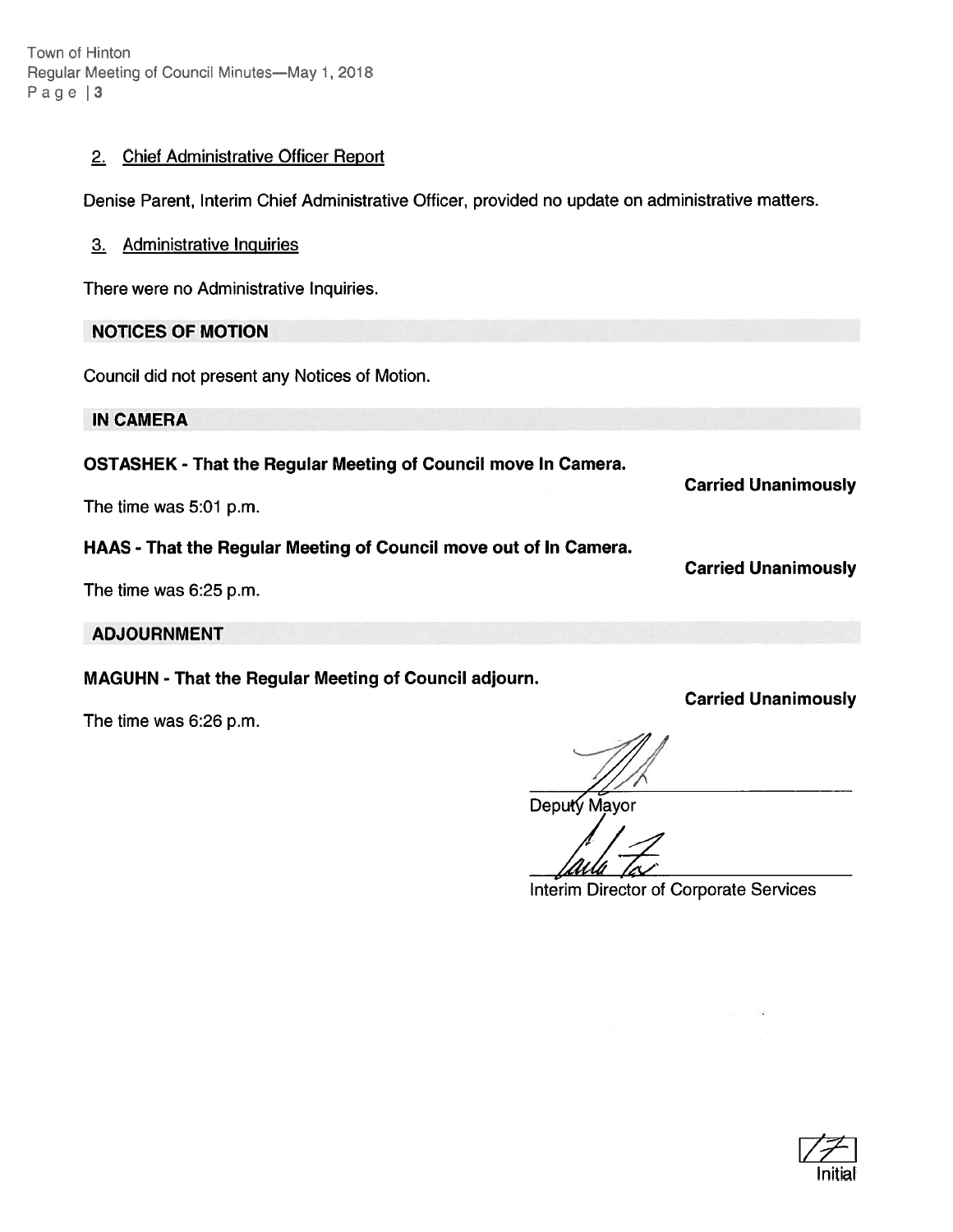2. Chief Administrative Officer Report

Denise Parent, Interim Chief Administrative Officer, provided no update on administrative matters.

3. Administrative Inquiries

There were no Administrative Inquiries.

## NOTICES OF MOTION

Council did not present any Notices of Motion.

## IN CAMERA

**OSTASHEK - That the Regular Meeting of Council move In Camera.**

**Carried Unanimously**

The time was 5:01 p.m.

**HAAS - That the Regular Meeting of Council move out of In Camera.**

**Carried Unanimously**

The time was 6:25 p.m.

## ADJOURNMENT

**MAGUHN - That the Regular Meeting of Council adjourn.**

**Carried Unanimously**

The time was 6:26 p.m.

Deputy Mayor

Interim Director of Corporate Services

Initial